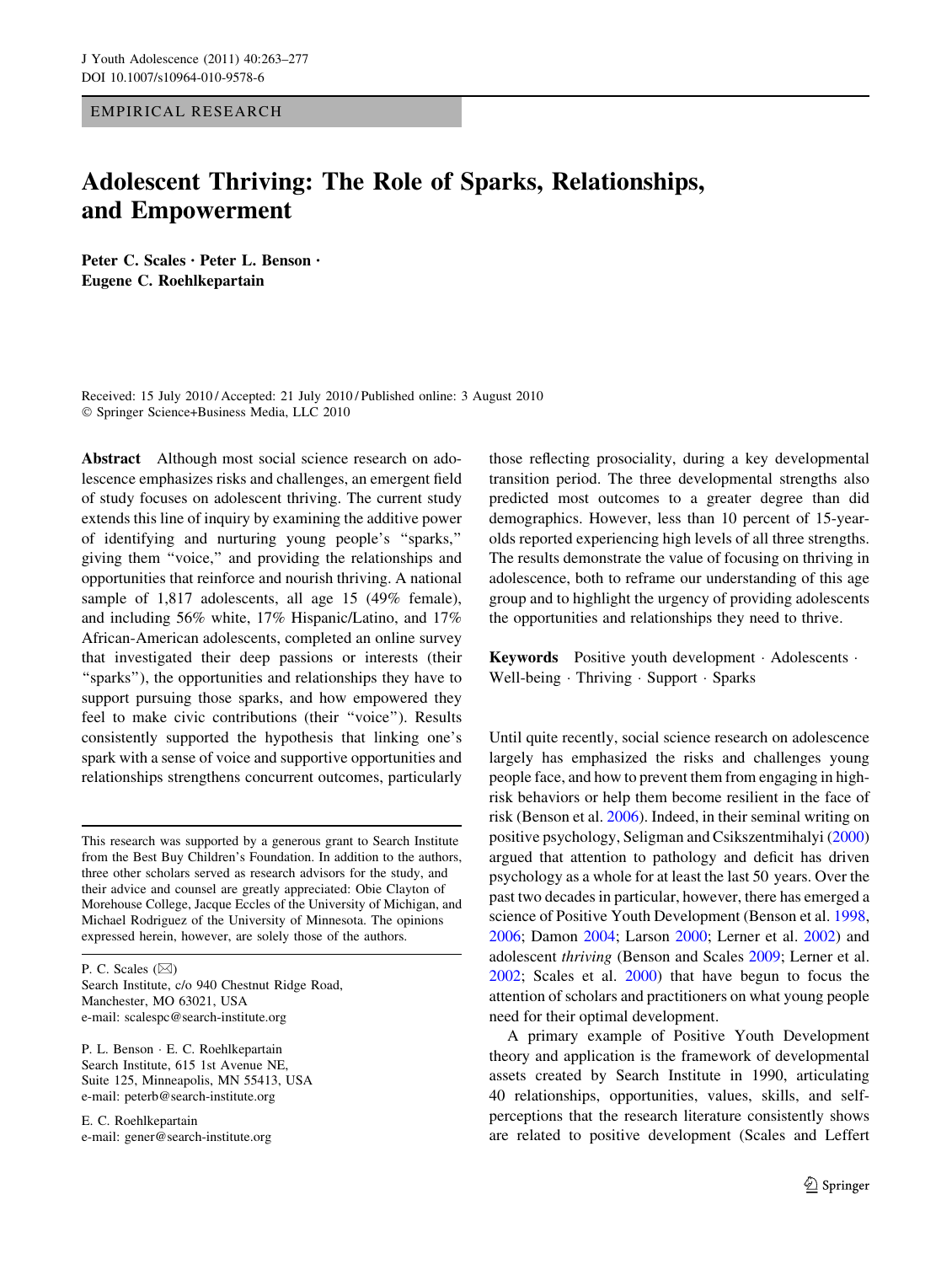EMPIRICAL RESEARCH

# Adolescent Thriving: The Role of Sparks, Relationships, and Empowerment

**Peter C. Scales · Peter L. Benson · Eugene C. Roehlkepartain**

Received: 15 July 2010 / Accepted: 21 July 2010 / Published online: 3 August 2010
© Springer Science+Business Media, LLC 2010

**Abstract** Although most social science research on adolescence emphasizes risks and challenges, an emergent field of study focuses on adolescent thriving. The current study extends this line of inquiry by examining the additive power of identifying and nurturing young people's "sparks," giving them "voice," and providing the relationships and opportunities that reinforce and nourish thriving. A national sample of 1,817 adolescents, all age 15 (49% female), and including 56% white, 17% Hispanic/Latino, and 17% African-American adolescents, completed an online survey that investigated their deep passions or interests (their "sparks"), the opportunities and relationships they have to support pursuing those sparks, and how empowered they feel to make civic contributions (their "voice"). Results consistently supported the hypothesis that linking one's spark with a sense of voice and supportive opportunities and relationships strengthens concurrent outcomes, particularly those reflecting prosociality, during a key developmental transition period. The three developmental strengths also predicted most outcomes to a greater degree than did demographics. However, less than 10 percent of 15-year-olds reported experiencing high levels of all three strengths. The results demonstrate the value of focusing on thriving in adolescence, both to reframe our understanding of this age group and to highlight the urgency of providing adolescents the opportunities and relationships they need to thrive.

**Keywords** Positive youth development · Adolescents · Well-being · Thriving · Support · Sparks

This research was supported by a generous grant to Search Institute from the Best Buy Children's Foundation. In addition to the authors, three other scholars served as research advisors for the study, and their advice and counsel are greatly appreciated: Obie Clayton of Morehouse College, Jacque Eccles of the University of Michigan, and Michael Rodriguez of the University of Minnesota. The opinions expressed herein, however, are solely those of the authors.

P. C. Scales (✉)
Search Institute, c/o 940 Chestnut Ridge Road,
Manchester, MO 63021, USA
e-mail: scalespc@search-institute.org

P. L. Benson · E. C. Roehlkepartain
Search Institute, 615 1st Avenue NE,
Suite 125, Minneapolis, MN 55413, USA
e-mail: peterb@search-institute.org

E. C. Roehlkepartain
e-mail: gener@search-institute.org

Until quite recently, social science research on adolescence largely has emphasized the risks and challenges young people face, and how to prevent them from engaging in high-risk behaviors or help them become resilient in the face of risk (Benson et al. 2006). Indeed, in their seminal writing on positive psychology, Seligman and Csikszentmihalyi (2000) argued that attention to pathology and deficit has driven psychology as a whole for at least the last 50 years. Over the past two decades in particular, however, there has emerged a science of Positive Youth Development (Benson et al. 1998, 2006; Damon 2004; Larson 2000; Lerner et al. 2002) and adolescent *thriving* (Benson and Scales 2009; Lerner et al. 2002; Scales et al. 2000) that have begun to focus the attention of scholars and practitioners on what young people need for their optimal development.

A primary example of Positive Youth Development theory and application is the framework of developmental assets created by Search Institute in 1990, articulating 40 relationships, opportunities, values, skills, and self-perceptions that the research literature consistently shows are related to positive development (Scales and Leffert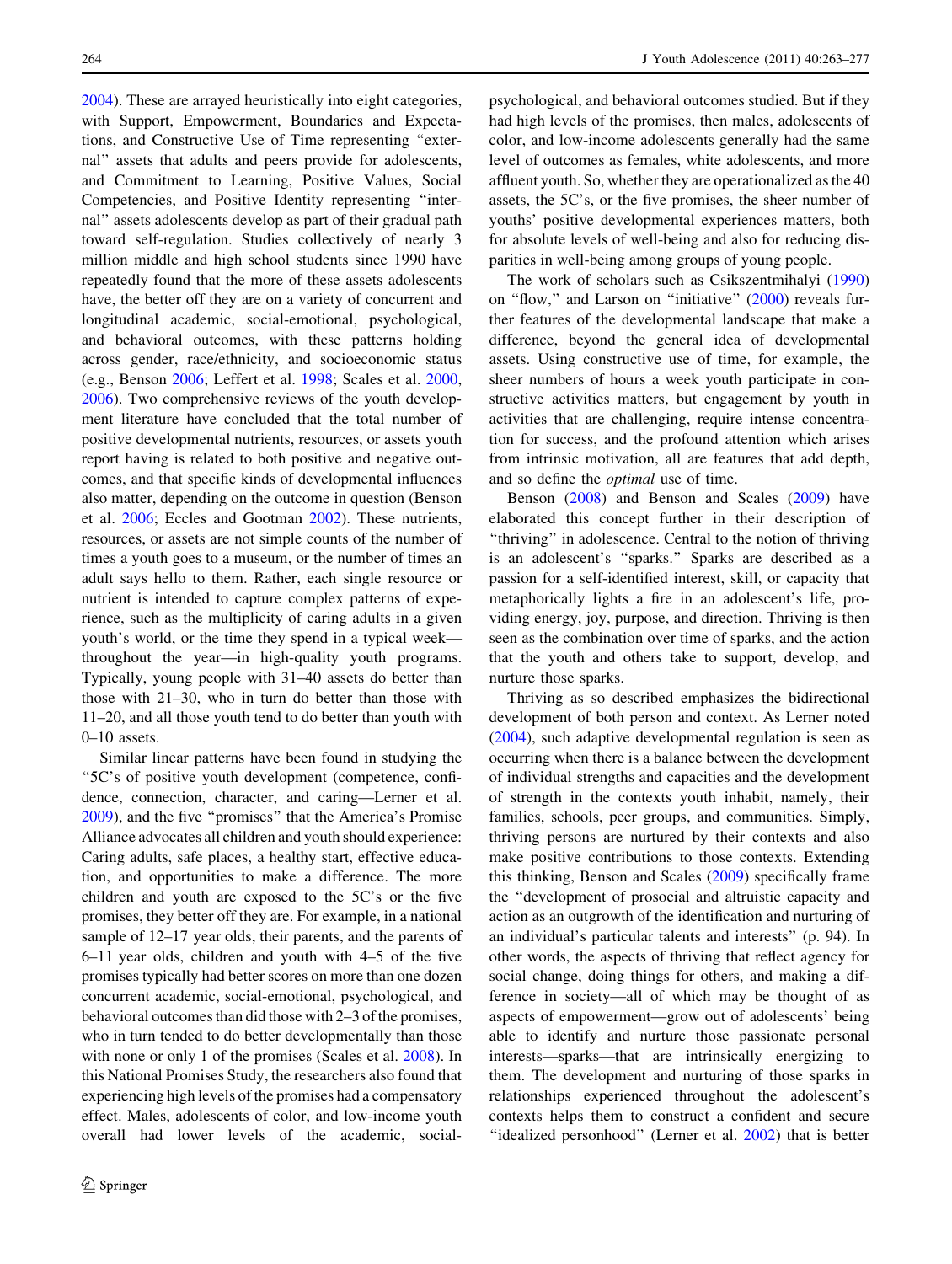2004). These are arrayed heuristically into eight categories, with Support, Empowerment, Boundaries and Expectations, and Constructive Use of Time representing "external" assets that adults and peers provide for adolescents, and Commitment to Learning, Positive Values, Social Competencies, and Positive Identity representing "internal" assets adolescents develop as part of their gradual path toward self-regulation. Studies collectively of nearly 3 million middle and high school students since 1990 have repeatedly found that the more of these assets adolescents have, the better off they are on a variety of concurrent and longitudinal academic, social-emotional, psychological, and behavioral outcomes, with these patterns holding across gender, race/ethnicity, and socioeconomic status (e.g., Benson 2006; Leffert et al. 1998; Scales et al. 2000, 2006). Two comprehensive reviews of the youth development literature have concluded that the total number of positive developmental nutrients, resources, or assets youth report having is related to both positive and negative outcomes, and that specific kinds of developmental influences also matter, depending on the outcome in question (Benson et al. 2006; Eccles and Gootman 2002). These nutrients, resources, or assets are not simple counts of the number of times a youth goes to a museum, or the number of times an adult says hello to them. Rather, each single resource or nutrient is intended to capture complex patterns of experience, such as the multiplicity of caring adults in a given youth's world, or the time they spend in a typical week—throughout the year—in high-quality youth programs. Typically, young people with 31–40 assets do better than those with 21–30, who in turn do better than those with 11–20, and all those youth tend to do better than youth with 0–10 assets.

Similar linear patterns have been found in studying the "5C's of positive youth development (competence, confidence, connection, character, and caring—Lerner et al. 2009), and the five "promises" that the America's Promise Alliance advocates all children and youth should experience: Caring adults, safe places, a healthy start, effective education, and opportunities to make a difference. The more children and youth are exposed to the 5C's or the five promises, they better off they are. For example, in a national sample of 12–17 year olds, their parents, and the parents of 6–11 year olds, children and youth with 4–5 of the five promises typically had better scores on more than one dozen concurrent academic, social-emotional, psychological, and behavioral outcomes than did those with 2–3 of the promises, who in turn tended to do better developmentally than those with none or only 1 of the promises (Scales et al. 2008). In this National Promises Study, the researchers also found that experiencing high levels of the promises had a compensatory effect. Males, adolescents of color, and low-income youth overall had lower levels of the academic, social-psychological, and behavioral outcomes studied. But if they had high levels of the promises, then males, adolescents of color, and low-income adolescents generally had the same level of outcomes as females, white adolescents, and more affluent youth. So, whether they are operationalized as the 40 assets, the 5C's, or the five promises, the sheer number of youths' positive developmental experiences matters, both for absolute levels of well-being and also for reducing disparities in well-being among groups of young people.

The work of scholars such as Csikszentmihalyi (1990) on "flow," and Larson on "initiative" (2000) reveals further features of the developmental landscape that make a difference, beyond the general idea of developmental assets. Using constructive use of time, for example, the sheer numbers of hours a week youth participate in constructive activities matters, but engagement by youth in activities that are challenging, require intense concentration for success, and the profound attention which arises from intrinsic motivation, all are features that add depth, and so define the *optimal* use of time.

Benson (2008) and Benson and Scales (2009) have elaborated this concept further in their description of "thriving" in adolescence. Central to the notion of thriving is an adolescent's "sparks." Sparks are described as a passion for a self-identified interest, skill, or capacity that metaphorically lights a fire in an adolescent's life, providing energy, joy, purpose, and direction. Thriving is then seen as the combination over time of sparks, and the action that the youth and others take to support, develop, and nurture those sparks.

Thriving as so described emphasizes the bidirectional development of both person and context. As Lerner noted (2004), such adaptive developmental regulation is seen as occurring when there is a balance between the development of individual strengths and capacities and the development of strength in the contexts youth inhabit, namely, their families, schools, peer groups, and communities. Simply, thriving persons are nurtured by their contexts and also make positive contributions to those contexts. Extending this thinking, Benson and Scales (2009) specifically frame the "development of prosocial and altruistic capacity and action as an outgrowth of the identification and nurturing of an individual's particular talents and interests" (p. 94). In other words, the aspects of thriving that reflect agency for social change, doing things for others, and making a difference in society—all of which may be thought of as aspects of empowerment—grow out of adolescents' being able to identify and nurture those passionate personal interests—sparks—that are intrinsically energizing to them. The development and nurturing of those sparks in relationships experienced throughout the adolescent's contexts helps them to construct a confident and secure "idealized personhood" (Lerner et al. 2002) that is better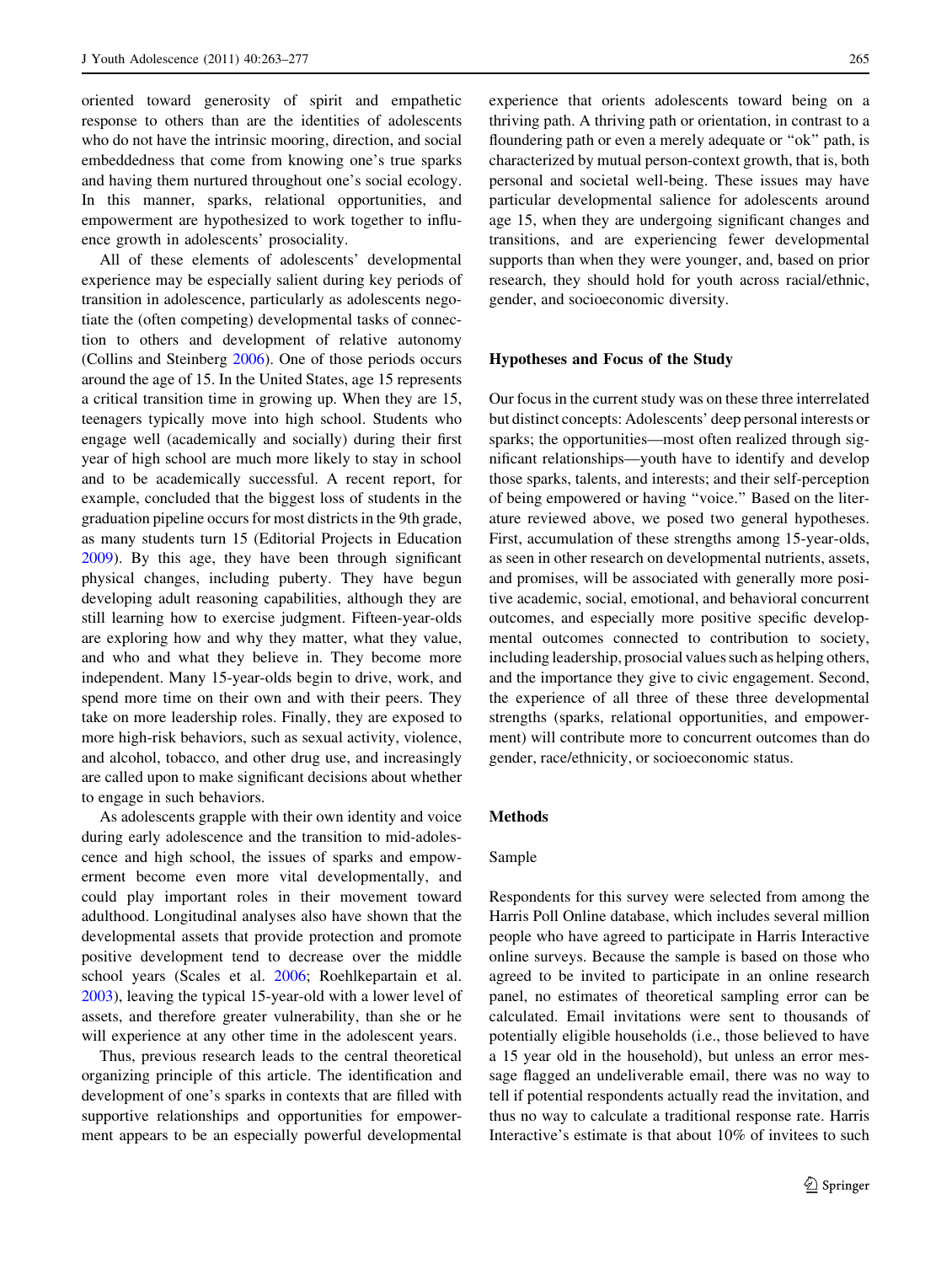oriented toward generosity of spirit and empathetic response to others than are the identities of adolescents who do not have the intrinsic mooring, direction, and social embeddedness that come from knowing one's true sparks and having them nurtured throughout one's social ecology. In this manner, sparks, relational opportunities, and empowerment are hypothesized to work together to influence growth in adolescents' prosociality.

All of these elements of adolescents' developmental experience may be especially salient during key periods of transition in adolescence, particularly as adolescents negotiate the (often competing) developmental tasks of connection to others and development of relative autonomy (Collins and Steinberg 2006). One of those periods occurs around the age of 15. In the United States, age 15 represents a critical transition time in growing up. When they are 15, teenagers typically move into high school. Students who engage well (academically and socially) during their first year of high school are much more likely to stay in school and to be academically successful. A recent report, for example, concluded that the biggest loss of students in the graduation pipeline occurs for most districts in the 9th grade, as many students turn 15 (Editorial Projects in Education 2009). By this age, they have been through significant physical changes, including puberty. They have begun developing adult reasoning capabilities, although they are still learning how to exercise judgment. Fifteen-year-olds are exploring how and why they matter, what they value, and who and what they believe in. They become more independent. Many 15-year-olds begin to drive, work, and spend more time on their own and with their peers. They take on more leadership roles. Finally, they are exposed to more high-risk behaviors, such as sexual activity, violence, and alcohol, tobacco, and other drug use, and increasingly are called upon to make significant decisions about whether to engage in such behaviors.

As adolescents grapple with their own identity and voice during early adolescence and the transition to mid-adolescence and high school, the issues of sparks and empowerment become even more vital developmentally, and could play important roles in their movement toward adulthood. Longitudinal analyses also have shown that the developmental assets that provide protection and promote positive development tend to decrease over the middle school years (Scales et al. 2006; Roehlkepartain et al. 2003), leaving the typical 15-year-old with a lower level of assets, and therefore greater vulnerability, than she or he will experience at any other time in the adolescent years.

Thus, previous research leads to the central theoretical organizing principle of this article. The identification and development of one's sparks in contexts that are filled with supportive relationships and opportunities for empowerment appears to be an especially powerful developmental experience that orients adolescents toward being on a thriving path. A thriving path or orientation, in contrast to a floundering path or even a merely adequate or "ok" path, is characterized by mutual person-context growth, that is, both personal and societal well-being. These issues may have particular developmental salience for adolescents around age 15, when they are undergoing significant changes and transitions, and are experiencing fewer developmental supports than when they were younger, and, based on prior research, they should hold for youth across racial/ethnic, gender, and socioeconomic diversity.

## Hypotheses and Focus of the Study

Our focus in the current study was on these three interrelated but distinct concepts: Adolescents' deep personal interests or sparks; the opportunities—most often realized through significant relationships—youth have to identify and develop those sparks, talents, and interests; and their self-perception of being empowered or having "voice." Based on the literature reviewed above, we posed two general hypotheses. First, accumulation of these strengths among 15-year-olds, as seen in other research on developmental nutrients, assets, and promises, will be associated with generally more positive academic, social, emotional, and behavioral concurrent outcomes, and especially more positive specific developmental outcomes connected to contribution to society, including leadership, prosocial values such as helping others, and the importance they give to civic engagement. Second, the experience of all three of these three developmental strengths (sparks, relational opportunities, and empowerment) will contribute more to concurrent outcomes than do gender, race/ethnicity, or socioeconomic status.

## Methods

### Sample

Respondents for this survey were selected from among the Harris Poll Online database, which includes several million people who have agreed to participate in Harris Interactive online surveys. Because the sample is based on those who agreed to be invited to participate in an online research panel, no estimates of theoretical sampling error can be calculated. Email invitations were sent to thousands of potentially eligible households (i.e., those believed to have a 15 year old in the household), but unless an error message flagged an undeliverable email, there was no way to tell if potential respondents actually read the invitation, and thus no way to calculate a traditional response rate. Harris Interactive's estimate is that about 10% of invitees to such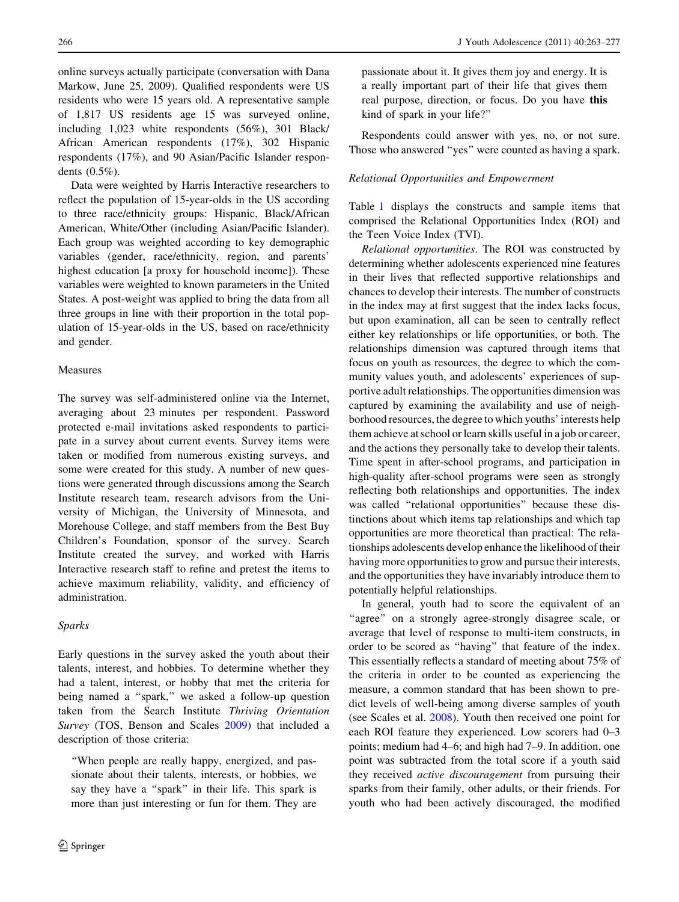online surveys actually participate (conversation with Dana Markow, June 25, 2009). Qualified respondents were US residents who were 15 years old. A representative sample of 1,817 US residents age 15 was surveyed online, including 1,023 white respondents (56%), 301 Black/African American respondents (17%), 302 Hispanic respondents (17%), and 90 Asian/Pacific Islander respondents (0.5%).

Data were weighted by Harris Interactive researchers to reflect the population of 15-year-olds in the US according to three race/ethnicity groups: Hispanic, Black/African American, White/Other (including Asian/Pacific Islander). Each group was weighted according to key demographic variables (gender, race/ethnicity, region, and parents' highest education [a proxy for household income]). These variables were weighted to known parameters in the United States. A post-weight was applied to bring the data from all three groups in line with their proportion in the total population of 15-year-olds in the US, based on race/ethnicity and gender.

## Measures

The survey was self-administered online via the Internet, averaging about 23 minutes per respondent. Password protected e-mail invitations asked respondents to participate in a survey about current events. Survey items were taken or modified from numerous existing surveys, and some were created for this study. A number of new questions were generated through discussions among the Search Institute research team, research advisors from the University of Michigan, the University of Minnesota, and Morehouse College, and staff members from the Best Buy Children's Foundation, sponsor of the survey. Search Institute created the survey, and worked with Harris Interactive research staff to refine and pretest the items to achieve maximum reliability, validity, and efficiency of administration.

### *Sparks*

Early questions in the survey asked the youth about their talents, interest, and hobbies. To determine whether they had a talent, interest, or hobby that met the criteria for being named a "spark," we asked a follow-up question taken from the Search Institute *Thriving Orientation Survey* (TOS, Benson and Scales 2009) that included a description of those criteria:

> "When people are really happy, energized, and passionate about their talents, interests, or hobbies, we say they have a "spark" in their life. This spark is more than just interesting or fun for them. They are passionate about it. It gives them joy and energy. It is a really important part of their life that gives them real purpose, direction, or focus. Do you have **this** kind of spark in your life?"

Respondents could answer with yes, no, or not sure. Those who answered "yes" were counted as having a spark.

### *Relational Opportunities and Empowerment*

Table 1 displays the constructs and sample items that comprised the Relational Opportunities Index (ROI) and the Teen Voice Index (TVI).

*Relational opportunities*. The ROI was constructed by determining whether adolescents experienced nine features in their lives that reflected supportive relationships and chances to develop their interests. The number of constructs in the index may at first suggest that the index lacks focus, but upon examination, all can be seen to centrally reflect either key relationships or life opportunities, or both. The relationships dimension was captured through items that focus on youth as resources, the degree to which the community values youth, and adolescents' experiences of supportive adult relationships. The opportunities dimension was captured by examining the availability and use of neighborhood resources, the degree to which youths' interests help them achieve at school or learn skills useful in a job or career, and the actions they personally take to develop their talents. Time spent in after-school programs, and participation in high-quality after-school programs were seen as strongly reflecting both relationships and opportunities. The index was called "relational opportunities" because these distinctions about which items tap relationships and which tap opportunities are more theoretical than practical: The relationships adolescents develop enhance the likelihood of their having more opportunities to grow and pursue their interests, and the opportunities they have invariably introduce them to potentially helpful relationships.

In general, youth had to score the equivalent of an "agree" on a strongly agree-strongly disagree scale, or average that level of response to multi-item constructs, in order to be scored as "having" that feature of the index. This essentially reflects a standard of meeting about 75% of the criteria in order to be counted as experiencing the measure, a common standard that has been shown to predict levels of well-being among diverse samples of youth (see Scales et al. 2008). Youth then received one point for each ROI feature they experienced. Low scorers had 0–3 points; medium had 4–6; and high had 7–9. In addition, one point was subtracted from the total score if a youth said they received *active discouragement* from pursuing their sparks from their family, other adults, or their friends. For youth who had been actively discouraged, the modified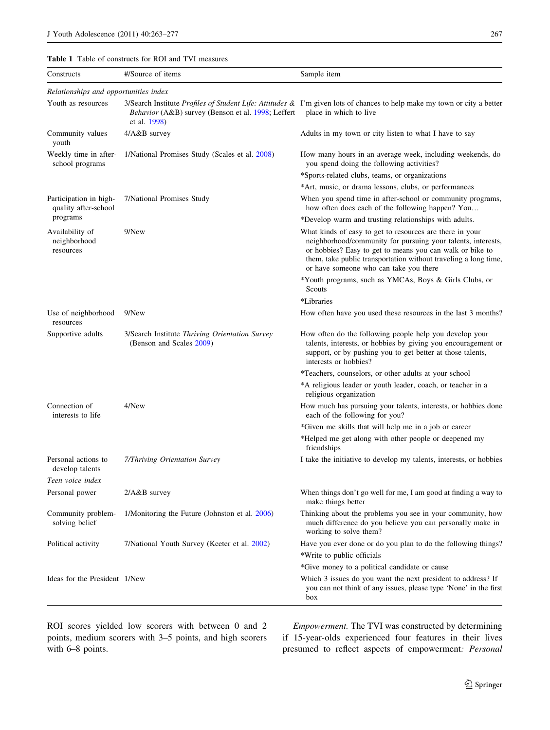**Table 1** Table of constructs for ROI and TVI measures

| Constructs | #/Source of items | Sample item |
|---|---|---|
| *Relationships and opportunities index* | | |
| Youth as resources | 3/Search Institute *Profiles of Student Life: Attitudes & Behavior* (A&B) survey (Benson et al. 1998; Leffert et al. 1998) | I'm given lots of chances to help make my town or city a better place in which to live |
| Community values youth | 4/A&B survey | Adults in my town or city listen to what I have to say |
| Weekly time in after-school programs | 1/National Promises Study (Scales et al. 2008) | How many hours in an average week, including weekends, do you spend doing the following activities? |
| | | *Sports-related clubs, teams, or organizations |
| | | *Art, music, or drama lessons, clubs, or performances |
| Participation in high-quality after-school programs | 7/National Promises Study | When you spend time in after-school or community programs, how often does each of the following happen? You… |
| | | *Develop warm and trusting relationships with adults. |
| Availability of neighborhood resources | 9/New | What kinds of easy to get to resources are there in your neighborhood/community for pursuing your talents, interests, or hobbies? Easy to get to means you can walk or bike to them, take public transportation without traveling a long time, or have someone who can take you there |
| | | *Youth programs, such as YMCAs, Boys & Girls Clubs, or Scouts |
| | | *Libraries |
| Use of neighborhood resources | 9/New | How often have you used these resources in the last 3 months? |
| Supportive adults | 3/Search Institute *Thriving Orientation Survey* (Benson and Scales 2009) | How often do the following people help you develop your talents, interests, or hobbies by giving you encouragement or support, or by pushing you to get better at those talents, interests or hobbies? |
| | | *Teachers, counselors, or other adults at your school |
| | | *A religious leader or youth leader, coach, or teacher in a religious organization |
| Connection of interests to life | 4/New | How much has pursuing your talents, interests, or hobbies done each of the following for you? |
| | | *Given me skills that will help me in a job or career |
| | | *Helped me get along with other people or deepened my friendships |
| Personal actions to develop talents | *7/Thriving Orientation Survey* | I take the initiative to develop my talents, interests, or hobbies |
| *Teen voice index* | | |
| Personal power | 2/A&B survey | When things don't go well for me, I am good at finding a way to make things better |
| Community problem-solving belief | 1/Monitoring the Future (Johnston et al. 2006) | Thinking about the problems you see in your community, how much difference do you believe you can personally make in working to solve them? |
| Political activity | 7/National Youth Survey (Keeter et al. 2002) | Have you ever done or do you plan to do the following things? |
| | | *Write to public officials |
| | | *Give money to a political candidate or cause |
| Ideas for the President | 1/New | Which 3 issues do you want the next president to address? If you can not think of any issues, please type 'None' in the first box |

ROI scores yielded low scorers with between 0 and 2 points, medium scorers with 3–5 points, and high scorers with 6–8 points.

*Empowerment.* The TVI was constructed by determining if 15-year-olds experienced four features in their lives presumed to reflect aspects of empowerment: *Personal*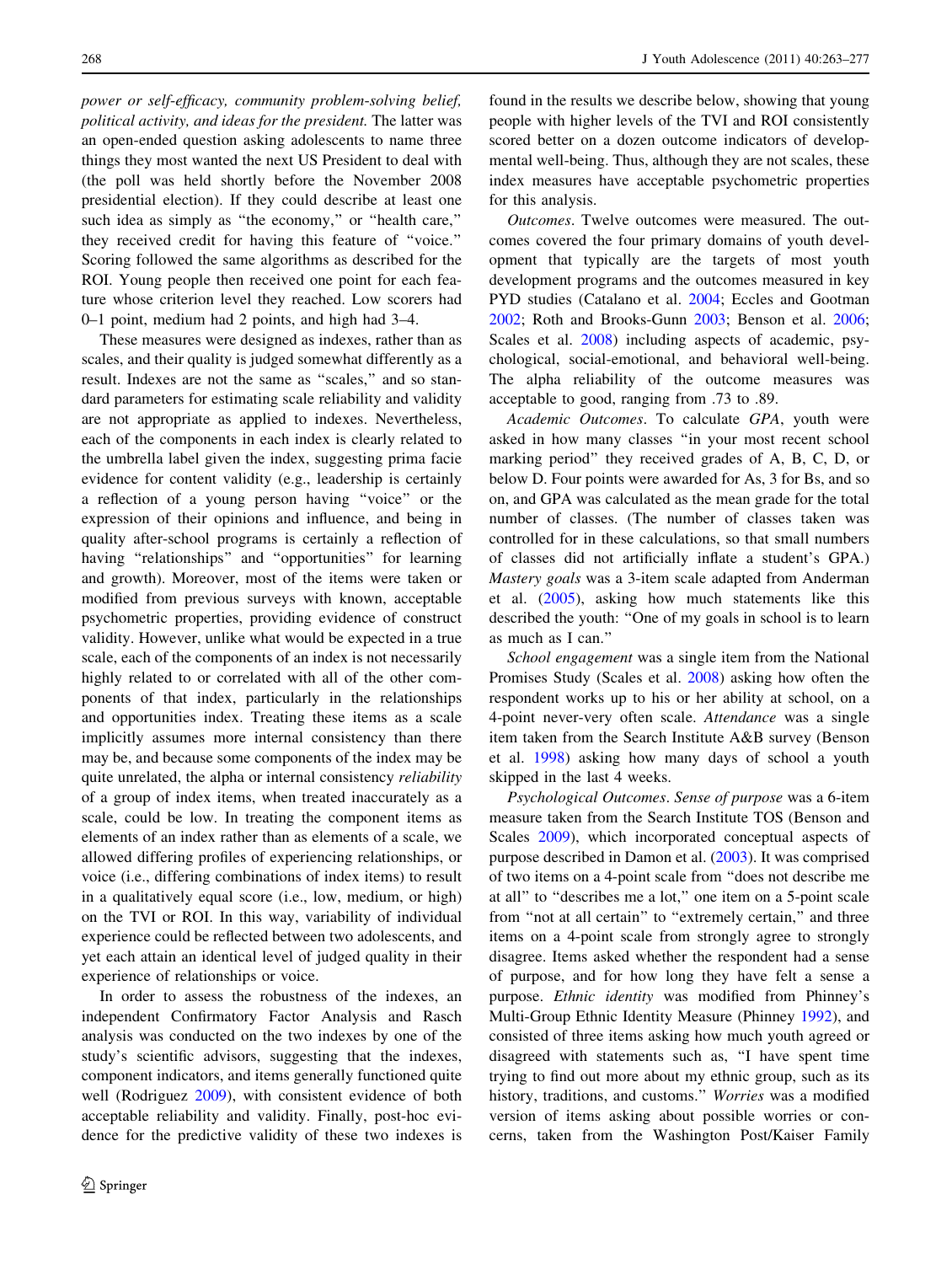*power or self-efficacy, community problem-solving belief, political activity, and ideas for the president.* The latter was an open-ended question asking adolescents to name three things they most wanted the next US President to deal with (the poll was held shortly before the November 2008 presidential election). If they could describe at least one such idea as simply as "the economy," or "health care," they received credit for having this feature of "voice." Scoring followed the same algorithms as described for the ROI. Young people then received one point for each feature whose criterion level they reached. Low scorers had 0–1 point, medium had 2 points, and high had 3–4.

These measures were designed as indexes, rather than as scales, and their quality is judged somewhat differently as a result. Indexes are not the same as "scales," and so standard parameters for estimating scale reliability and validity are not appropriate as applied to indexes. Nevertheless, each of the components in each index is clearly related to the umbrella label given the index, suggesting prima facie evidence for content validity (e.g., leadership is certainly a reflection of a young person having "voice" or the expression of their opinions and influence, and being in quality after-school programs is certainly a reflection of having "relationships" and "opportunities" for learning and growth). Moreover, most of the items were taken or modified from previous surveys with known, acceptable psychometric properties, providing evidence of construct validity. However, unlike what would be expected in a true scale, each of the components of an index is not necessarily highly related to or correlated with all of the other components of that index, particularly in the relationships and opportunities index. Treating these items as a scale implicitly assumes more internal consistency than there may be, and because some components of the index may be quite unrelated, the alpha or internal consistency *reliability* of a group of index items, when treated inaccurately as a scale, could be low. In treating the component items as elements of an index rather than as elements of a scale, we allowed differing profiles of experiencing relationships, or voice (i.e., differing combinations of index items) to result in a qualitatively equal score (i.e., low, medium, or high) on the TVI or ROI. In this way, variability of individual experience could be reflected between two adolescents, and yet each attain an identical level of judged quality in their experience of relationships or voice.

In order to assess the robustness of the indexes, an independent Confirmatory Factor Analysis and Rasch analysis was conducted on the two indexes by one of the study's scientific advisors, suggesting that the indexes, component indicators, and items generally functioned quite well (Rodriguez 2009), with consistent evidence of both acceptable reliability and validity. Finally, post-hoc evidence for the predictive validity of these two indexes is found in the results we describe below, showing that young people with higher levels of the TVI and ROI consistently scored better on a dozen outcome indicators of developmental well-being. Thus, although they are not scales, these index measures have acceptable psychometric properties for this analysis.

*Outcomes*. Twelve outcomes were measured. The outcomes covered the four primary domains of youth development that typically are the targets of most youth development programs and the outcomes measured in key PYD studies (Catalano et al. 2004; Eccles and Gootman 2002; Roth and Brooks-Gunn 2003; Benson et al. 2006; Scales et al. 2008) including aspects of academic, psychological, social-emotional, and behavioral well-being. The alpha reliability of the outcome measures was acceptable to good, ranging from .73 to .89.

*Academic Outcomes*. To calculate *GPA*, youth were asked in how many classes "in your most recent school marking period" they received grades of A, B, C, D, or below D. Four points were awarded for As, 3 for Bs, and so on, and GPA was calculated as the mean grade for the total number of classes. (The number of classes taken was controlled for in these calculations, so that small numbers of classes did not artificially inflate a student's GPA.) *Mastery goals* was a 3-item scale adapted from Anderman et al. (2005), asking how much statements like this described the youth: "One of my goals in school is to learn as much as I can."

*School engagement* was a single item from the National Promises Study (Scales et al. 2008) asking how often the respondent works up to his or her ability at school, on a 4-point never-very often scale. *Attendance* was a single item taken from the Search Institute A&B survey (Benson et al. 1998) asking how many days of school a youth skipped in the last 4 weeks.

*Psychological Outcomes*. *Sense of purpose* was a 6-item measure taken from the Search Institute TOS (Benson and Scales 2009), which incorporated conceptual aspects of purpose described in Damon et al. (2003). It was comprised of two items on a 4-point scale from "does not describe me at all" to "describes me a lot," one item on a 5-point scale from "not at all certain" to "extremely certain," and three items on a 4-point scale from strongly agree to strongly disagree. Items asked whether the respondent had a sense of purpose, and for how long they have felt a sense a purpose. *Ethnic identity* was modified from Phinney's Multi-Group Ethnic Identity Measure (Phinney 1992), and consisted of three items asking how much youth agreed or disagreed with statements such as, "I have spent time trying to find out more about my ethnic group, such as its history, traditions, and customs." *Worries* was a modified version of items asking about possible worries or concerns, taken from the Washington Post/Kaiser Family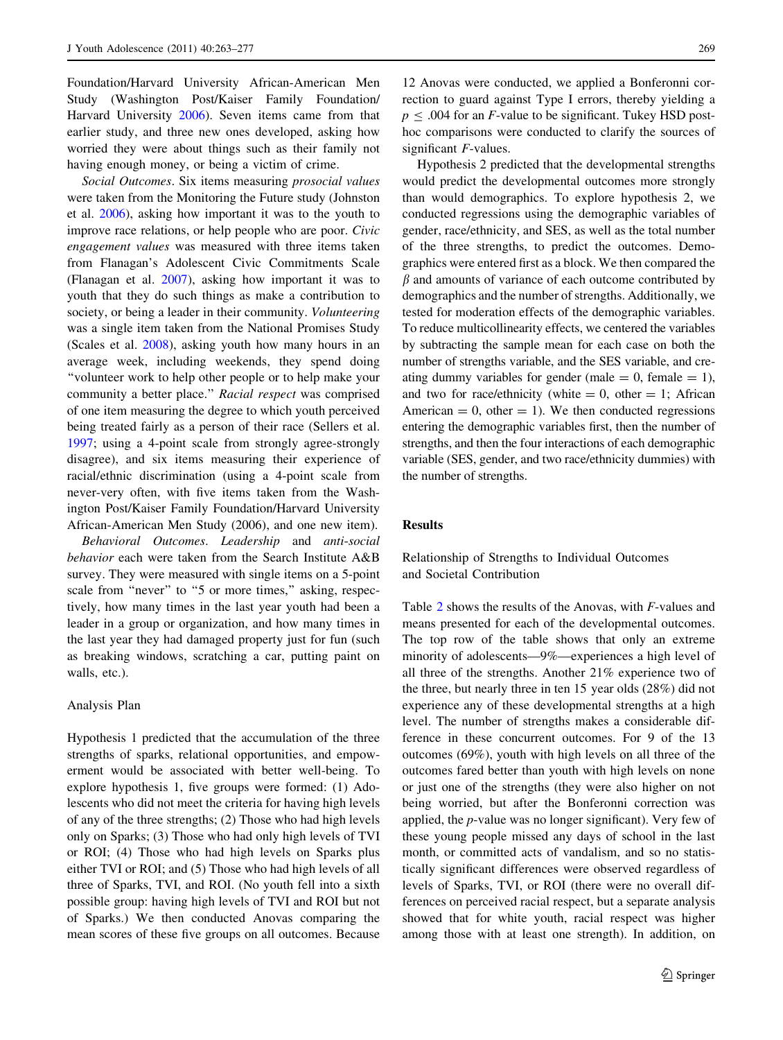Foundation/Harvard University African-American Men Study (Washington Post/Kaiser Family Foundation/Harvard University 2006). Seven items came from that earlier study, and three new ones developed, asking how worried they were about things such as their family not having enough money, or being a victim of crime.

*Social Outcomes*. Six items measuring *prosocial values* were taken from the Monitoring the Future study (Johnston et al. 2006), asking how important it was to the youth to improve race relations, or help people who are poor. *Civic engagement values* was measured with three items taken from Flanagan's Adolescent Civic Commitments Scale (Flanagan et al. 2007), asking how important it was to youth that they do such things as make a contribution to society, or being a leader in their community. *Volunteering* was a single item taken from the National Promises Study (Scales et al. 2008), asking youth how many hours in an average week, including weekends, they spend doing "volunteer work to help other people or to help make your community a better place." *Racial respect* was comprised of one item measuring the degree to which youth perceived being treated fairly as a person of their race (Sellers et al. 1997; using a 4-point scale from strongly agree-strongly disagree), and six items measuring their experience of racial/ethnic discrimination (using a 4-point scale from never-very often, with five items taken from the Washington Post/Kaiser Family Foundation/Harvard University African-American Men Study (2006), and one new item).

*Behavioral Outcomes*. *Leadership* and *anti-social behavior* each were taken from the Search Institute A&B survey. They were measured with single items on a 5-point scale from "never" to "5 or more times," asking, respectively, how many times in the last year youth had been a leader in a group or organization, and how many times in the last year they had damaged property just for fun (such as breaking windows, scratching a car, putting paint on walls, etc.).

### Analysis Plan

Hypothesis 1 predicted that the accumulation of the three strengths of sparks, relational opportunities, and empowerment would be associated with better well-being. To explore hypothesis 1, five groups were formed: (1) Adolescents who did not meet the criteria for having high levels of any of the three strengths; (2) Those who had high levels only on Sparks; (3) Those who had only high levels of TVI or ROI; (4) Those who had high levels on Sparks plus either TVI or ROI; and (5) Those who had high levels of all three of Sparks, TVI, and ROI. (No youth fell into a sixth possible group: having high levels of TVI and ROI but not of Sparks.) We then conducted Anovas comparing the mean scores of these five groups on all outcomes. Because 12 Anovas were conducted, we applied a Bonferonni correction to guard against Type I errors, thereby yielding a $p \leq .004$ for an $F$-value to be significant. Tukey HSD post-hoc comparisons were conducted to clarify the sources of significant $F$-values.

Hypothesis 2 predicted that the developmental strengths would predict the developmental outcomes more strongly than would demographics. To explore hypothesis 2, we conducted regressions using the demographic variables of gender, race/ethnicity, and SES, as well as the total number of the three strengths, to predict the outcomes. Demographics were entered first as a block. We then compared the $\beta$ and amounts of variance of each outcome contributed by demographics and the number of strengths. Additionally, we tested for moderation effects of the demographic variables. To reduce multicollinearity effects, we centered the variables by subtracting the sample mean for each case on both the number of strengths variable, and the SES variable, and creating dummy variables for gender (male = 0, female = 1), and two for race/ethnicity (white = 0, other = 1; African American = 0, other = 1). We then conducted regressions entering the demographic variables first, then the number of strengths, and then the four interactions of each demographic variable (SES, gender, and two race/ethnicity dummies) with the number of strengths.

## Results

### Relationship of Strengths to Individual Outcomes and Societal Contribution

Table 2 shows the results of the Anovas, with $F$-values and means presented for each of the developmental outcomes. The top row of the table shows that only an extreme minority of adolescents—9%—experiences a high level of all three of the strengths. Another 21% experience two of the three, but nearly three in ten 15 year olds (28%) did not experience any of these developmental strengths at a high level. The number of strengths makes a considerable difference in these concurrent outcomes. For 9 of the 13 outcomes (69%), youth with high levels on all three of the outcomes fared better than youth with high levels on none or just one of the strengths (they were also higher on not being worried, but after the Bonferonni correction was applied, the $p$-value was no longer significant). Very few of these young people missed any days of school in the last month, or committed acts of vandalism, and so no statistically significant differences were observed regardless of levels of Sparks, TVI, or ROI (there were no overall differences on perceived racial respect, but a separate analysis showed that for white youth, racial respect was higher among those with at least one strength). In addition, on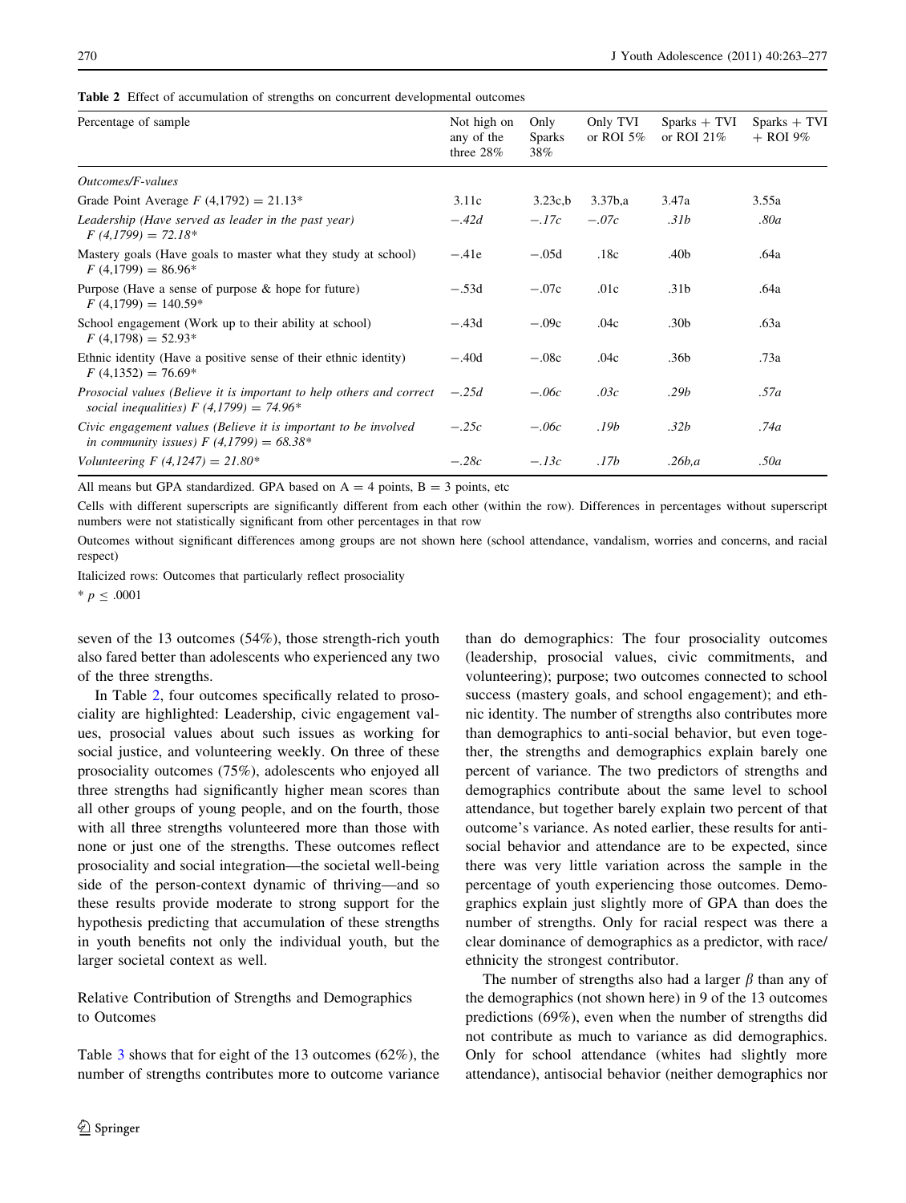**Table 2** Effect of accumulation of strengths on concurrent developmental outcomes

| Percentage of sample | Not high on any of the three 28% | Only Sparks 38% | Only TVI or ROI 5% | Sparks + TVI or ROI 21% | Sparks + TVI + ROI 9% |
|---|---|---|---|---|---|
| *Outcomes/F-values* | | | | | |
| Grade Point Average $F$ (4,1792) = 21.13* | 3.11c | 3.23c,b | 3.37b,a | 3.47a | 3.55a |
| *Leadership (Have served as leader in the past year) F (4,1799) = 72.18** | *−.42d* | *−.17c* | *−.07c* | *.31b* | *.80a* |
| Mastery goals (Have goals to master what they study at school) $F$ (4,1799) = 86.96* | −.41e | −.05d | .18c | .40b | .64a |
| Purpose (Have a sense of purpose & hope for future) $F$ (4,1799) = 140.59* | −.53d | −.07c | .01c | .31b | .64a |
| School engagement (Work up to their ability at school) $F$ (4,1798) = 52.93* | −.43d | −.09c | .04c | .30b | .63a |
| Ethnic identity (Have a positive sense of their ethnic identity) $F$ (4,1352) = 76.69* | −.40d | −.08c | .04c | .36b | .73a |
| *Prosocial values (Believe it is important to help others and correct social inequalities) F (4,1799) = 74.96** | *−.25d* | *−.06c* | *.03c* | *.29b* | *.57a* |
| *Civic engagement values (Believe it is important to be involved in community issues) F (4,1799) = 68.38** | *−.25c* | *−.06c* | *.19b* | *.32b* | *.74a* |
| *Volunteering F (4,1247) = 21.80** | *−.28c* | *−.13c* | *.17b* | *.26b,a* | *.50a* |

All means but GPA standardized. GPA based on A = 4 points, B = 3 points, etc

Cells with different superscripts are significantly different from each other (within the row). Differences in percentages without superscript numbers were not statistically significant from other percentages in that row

Outcomes without significant differences among groups are not shown here (school attendance, vandalism, worries and concerns, and racial respect)

Italicized rows: Outcomes that particularly reflect prosociality

* $p \leq .0001$

seven of the 13 outcomes (54%), those strength-rich youth also fared better than adolescents who experienced any two of the three strengths.

In Table 2, four outcomes specifically related to prosociality are highlighted: Leadership, civic engagement values, prosocial values about such issues as working for social justice, and volunteering weekly. On three of these prosociality outcomes (75%), adolescents who enjoyed all three strengths had significantly higher mean scores than all other groups of young people, and on the fourth, those with all three strengths volunteered more than those with none or just one of the strengths. These outcomes reflect prosociality and social integration—the societal well-being side of the person-context dynamic of thriving—and so these results provide moderate to strong support for the hypothesis predicting that accumulation of these strengths in youth benefits not only the individual youth, but the larger societal context as well.

### Relative Contribution of Strengths and Demographics to Outcomes

Table 3 shows that for eight of the 13 outcomes (62%), the number of strengths contributes more to outcome variance than do demographics: The four prosociality outcomes (leadership, prosocial values, civic commitments, and volunteering); purpose; two outcomes connected to school success (mastery goals, and school engagement); and ethnic identity. The number of strengths also contributes more than demographics to anti-social behavior, but even together, the strengths and demographics explain barely one percent of variance. The two predictors of strengths and demographics contribute about the same level to school attendance, but together barely explain two percent of that outcome's variance. As noted earlier, these results for antisocial behavior and attendance are to be expected, since there was very little variation across the sample in the percentage of youth experiencing those outcomes. Demographics explain just slightly more of GPA than does the number of strengths. Only for racial respect was there a clear dominance of demographics as a predictor, with race/ethnicity the strongest contributor.

The number of strengths also had a larger $\beta$ than any of the demographics (not shown here) in 9 of the 13 outcomes predictions (69%), even when the number of strengths did not contribute as much to variance as did demographics. Only for school attendance (whites had slightly more attendance), antisocial behavior (neither demographics nor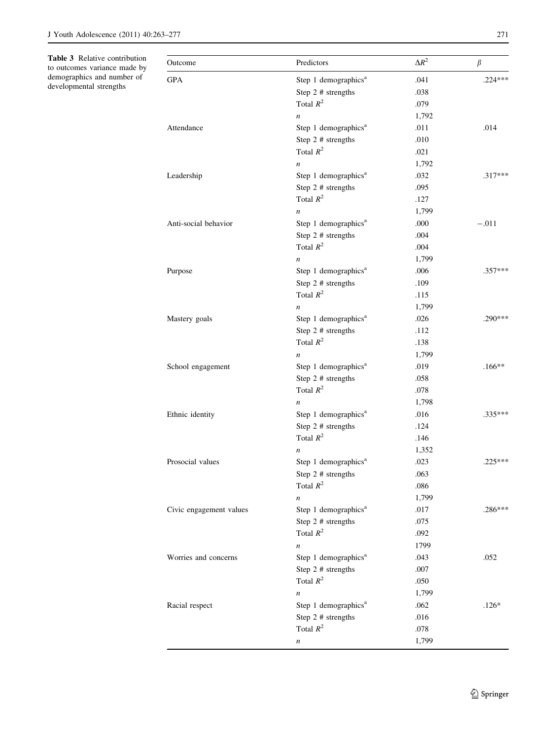**Table 3** Relative contribution to outcomes variance made by demographics and number of developmental strengths

| Outcome | Predictors | $\Delta R^2$ | $\beta$ |
|---|---|---|---|
| GPA | Step 1 demographics[a] | .041 | .224*** |
| | Step 2 # strengths | .038 | |
| | Total $R^2$ | .079 | |
| | *n* | 1,792 | |
| Attendance | Step 1 demographics[a] | .011 | .014 |
| | Step 2 # strengths | .010 | |
| | Total $R^2$ | .021 | |
| | *n* | 1,792 | |
| Leadership | Step 1 demographics[a] | .032 | .317*** |
| | Step 2 # strengths | .095 | |
| | Total $R^2$ | .127 | |
| | *n* | 1,799 | |
| Anti-social behavior | Step 1 demographics[a] | .000 | −.011 |
| | Step 2 # strengths | .004 | |
| | Total $R^2$ | .004 | |
| | *n* | 1,799 | |
| Purpose | Step 1 demographics[a] | .006 | .357*** |
| | Step 2 # strengths | .109 | |
| | Total $R^2$ | .115 | |
| | *n* | 1,799 | |
| Mastery goals | Step 1 demographics[a] | .026 | .290*** |
| | Step 2 # strengths | .112 | |
| | Total $R^2$ | .138 | |
| | *n* | 1,799 | |
| School engagement | Step 1 demographics[a] | .019 | .166** |
| | Step 2 # strengths | .058 | |
| | Total $R^2$ | .078 | |
| | *n* | 1,798 | |
| Ethnic identity | Step 1 demographics[a] | .016 | .335*** |
| | Step 2 # strengths | .124 | |
| | Total $R^2$ | .146 | |
| | *n* | 1,352 | |
| Prosocial values | Step 1 demographics[a] | .023 | .225*** |
| | Step 2 # strengths | .063 | |
| | Total $R^2$ | .086 | |
| | *n* | 1,799 | |
| Civic engagement values | Step 1 demographics[a] | .017 | .286*** |
| | Step 2 # strengths | .075 | |
| | Total $R^2$ | .092 | |
| | *n* | 1799 | |
| Worries and concerns | Step 1 demographics[a] | .043 | .052 |
| | Step 2 # strengths | .007 | |
| | Total $R^2$ | .050 | |
| | *n* | 1,799 | |
| Racial respect | Step 1 demographics[a] | .062 | .126* |
| | Step 2 # strengths | .016 | |
| | Total $R^2$ | .078 | |
| | *n* | 1,799 | |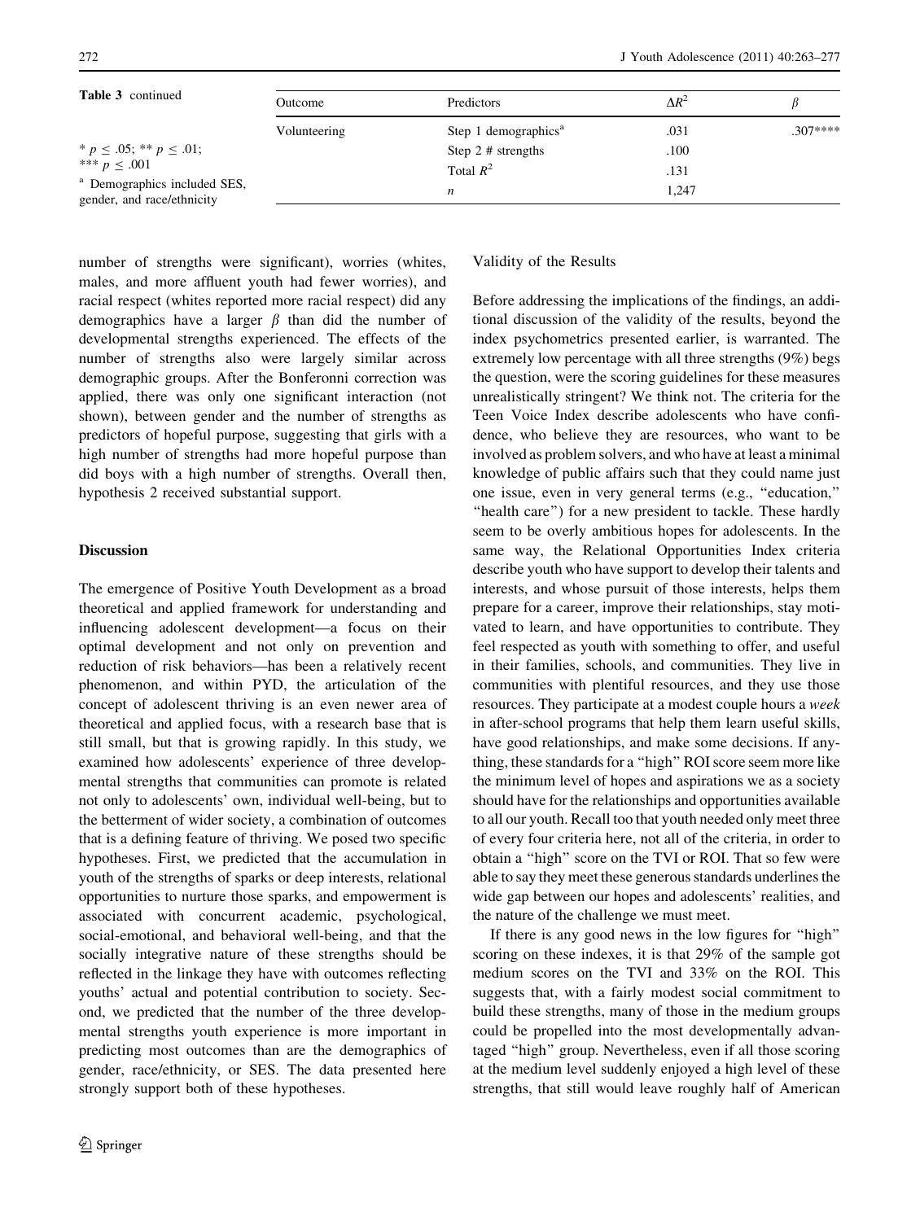**Table 3** continued

| Outcome | Predictors | $\Delta R^2$ | $\beta$ |
|---|---|---|---|
| Volunteering | Step 1 demographics[a] | .031 | .307**** |
| | Step 2 # strengths | .100 | |
| | Total $R^2$ | .131 | |
| | $n$ | 1,247 | |

* $p \leq .05$; ** $p \leq .01$; *** $p \leq .001$

[a] Demographics included SES, gender, and race/ethnicity

number of strengths were significant), worries (whites, males, and more affluent youth had fewer worries), and racial respect (whites reported more racial respect) did any demographics have a larger $\beta$ than did the number of developmental strengths experienced. The effects of the number of strengths also were largely similar across demographic groups. After the Bonferonni correction was applied, there was only one significant interaction (not shown), between gender and the number of strengths as predictors of hopeful purpose, suggesting that girls with a high number of strengths had more hopeful purpose than did boys with a high number of strengths. Overall then, hypothesis 2 received substantial support.

## Discussion

The emergence of Positive Youth Development as a broad theoretical and applied framework for understanding and influencing adolescent development—a focus on their optimal development and not only on prevention and reduction of risk behaviors—has been a relatively recent phenomenon, and within PYD, the articulation of the concept of adolescent thriving is an even newer area of theoretical and applied focus, with a research base that is still small, but that is growing rapidly. In this study, we examined how adolescents' experience of three developmental strengths that communities can promote is related not only to adolescents' own, individual well-being, but to the betterment of wider society, a combination of outcomes that is a defining feature of thriving. We posed two specific hypotheses. First, we predicted that the accumulation in youth of the strengths of sparks or deep interests, relational opportunities to nurture those sparks, and empowerment is associated with concurrent academic, psychological, social-emotional, and behavioral well-being, and that the socially integrative nature of these strengths should be reflected in the linkage they have with outcomes reflecting youths' actual and potential contribution to society. Second, we predicted that the number of the three developmental strengths youth experience is more important in predicting most outcomes than are the demographics of gender, race/ethnicity, or SES. The data presented here strongly support both of these hypotheses.

### Validity of the Results

Before addressing the implications of the findings, an additional discussion of the validity of the results, beyond the index psychometrics presented earlier, is warranted. The extremely low percentage with all three strengths (9%) begs the question, were the scoring guidelines for these measures unrealistically stringent? We think not. The criteria for the Teen Voice Index describe adolescents who have confidence, who believe they are resources, who want to be involved as problem solvers, and who have at least a minimal knowledge of public affairs such that they could name just one issue, even in very general terms (e.g., "education," "health care") for a new president to tackle. These hardly seem to be overly ambitious hopes for adolescents. In the same way, the Relational Opportunities Index criteria describe youth who have support to develop their talents and interests, and whose pursuit of those interests, helps them prepare for a career, improve their relationships, stay motivated to learn, and have opportunities to contribute. They feel respected as youth with something to offer, and useful in their families, schools, and communities. They live in communities with plentiful resources, and they use those resources. They participate at a modest couple hours a *week* in after-school programs that help them learn useful skills, have good relationships, and make some decisions. If anything, these standards for a "high" ROI score seem more like the minimum level of hopes and aspirations we as a society should have for the relationships and opportunities available to all our youth. Recall too that youth needed only meet three of every four criteria here, not all of the criteria, in order to obtain a "high" score on the TVI or ROI. That so few were able to say they meet these generous standards underlines the wide gap between our hopes and adolescents' realities, and the nature of the challenge we must meet.

If there is any good news in the low figures for "high" scoring on these indexes, it is that 29% of the sample got medium scores on the TVI and 33% on the ROI. This suggests that, with a fairly modest social commitment to build these strengths, many of those in the medium groups could be propelled into the most developmentally advantaged "high" group. Nevertheless, even if all those scoring at the medium level suddenly enjoyed a high level of these strengths, that still would leave roughly half of American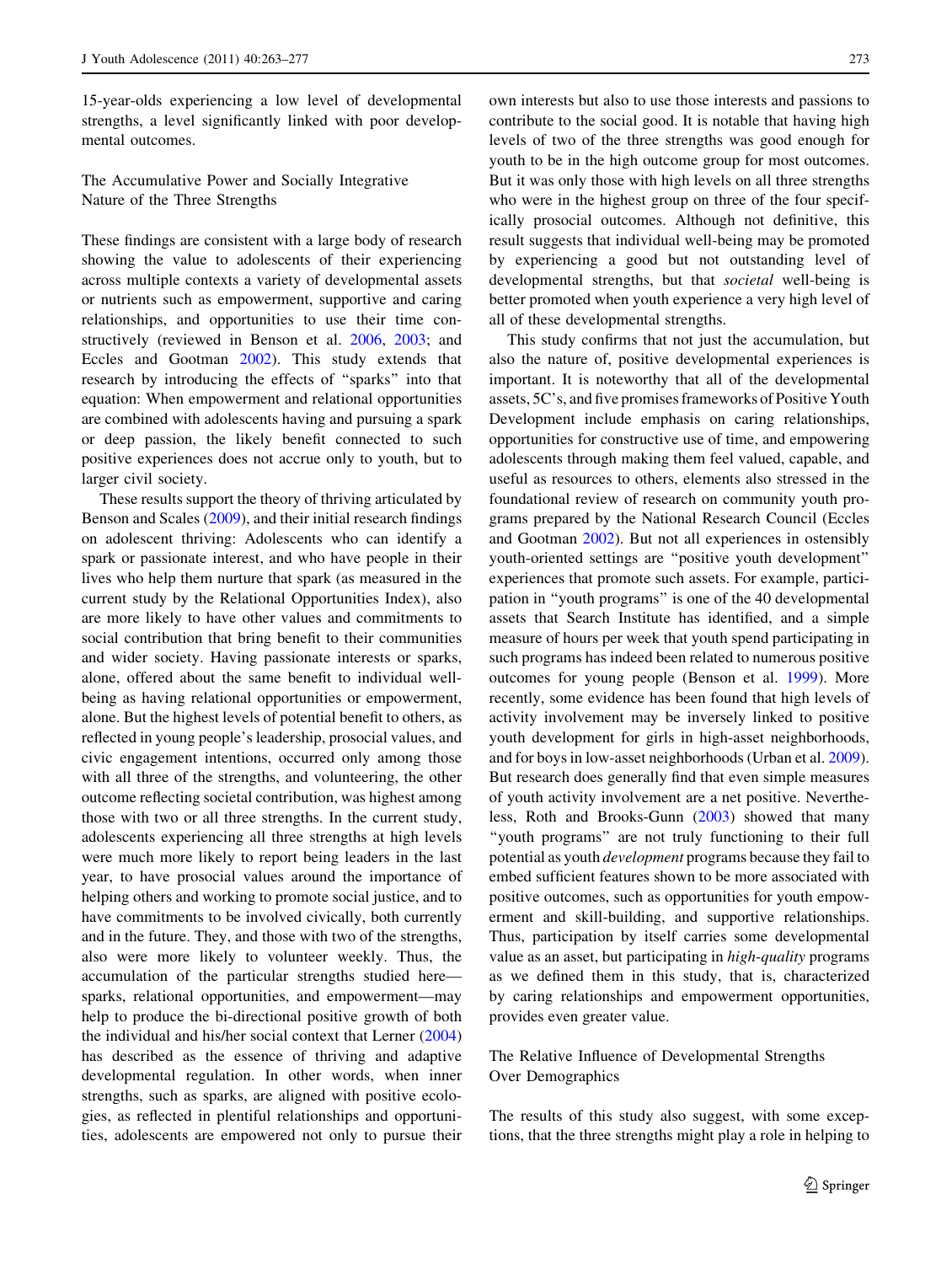15-year-olds experiencing a low level of developmental strengths, a level significantly linked with poor developmental outcomes.

### The Accumulative Power and Socially Integrative Nature of the Three Strengths

These findings are consistent with a large body of research showing the value to adolescents of their experiencing across multiple contexts a variety of developmental assets or nutrients such as empowerment, supportive and caring relationships, and opportunities to use their time constructively (reviewed in Benson et al. 2006, 2003; and Eccles and Gootman 2002). This study extends that research by introducing the effects of "sparks" into that equation: When empowerment and relational opportunities are combined with adolescents having and pursuing a spark or deep passion, the likely benefit connected to such positive experiences does not accrue only to youth, but to larger civil society.

These results support the theory of thriving articulated by Benson and Scales (2009), and their initial research findings on adolescent thriving: Adolescents who can identify a spark or passionate interest, and who have people in their lives who help them nurture that spark (as measured in the current study by the Relational Opportunities Index), also are more likely to have other values and commitments to social contribution that bring benefit to their communities and wider society. Having passionate interests or sparks, alone, offered about the same benefit to individual well-being as having relational opportunities or empowerment, alone. But the highest levels of potential benefit to others, as reflected in young people's leadership, prosocial values, and civic engagement intentions, occurred only among those with all three of the strengths, and volunteering, the other outcome reflecting societal contribution, was highest among those with two or all three strengths. In the current study, adolescents experiencing all three strengths at high levels were much more likely to report being leaders in the last year, to have prosocial values around the importance of helping others and working to promote social justice, and to have commitments to be involved civically, both currently and in the future. They, and those with two of the strengths, also were more likely to volunteer weekly. Thus, the accumulation of the particular strengths studied here—sparks, relational opportunities, and empowerment—may help to produce the bi-directional positive growth of both the individual and his/her social context that Lerner (2004) has described as the essence of thriving and adaptive developmental regulation. In other words, when inner strengths, such as sparks, are aligned with positive ecologies, as reflected in plentiful relationships and opportunities, adolescents are empowered not only to pursue their own interests but also to use those interests and passions to contribute to the social good. It is notable that having high levels of two of the three strengths was good enough for youth to be in the high outcome group for most outcomes. But it was only those with high levels on all three strengths who were in the highest group on three of the four specifically prosocial outcomes. Although not definitive, this result suggests that individual well-being may be promoted by experiencing a good but not outstanding level of developmental strengths, but that *societal* well-being is better promoted when youth experience a very high level of all of these developmental strengths.

This study confirms that not just the accumulation, but also the nature of, positive developmental experiences is important. It is noteworthy that all of the developmental assets, 5C's, and five promises frameworks of Positive Youth Development include emphasis on caring relationships, opportunities for constructive use of time, and empowering adolescents through making them feel valued, capable, and useful as resources to others, elements also stressed in the foundational review of research on community youth programs prepared by the National Research Council (Eccles and Gootman 2002). But not all experiences in ostensibly youth-oriented settings are "positive youth development" experiences that promote such assets. For example, participation in "youth programs" is one of the 40 developmental assets that Search Institute has identified, and a simple measure of hours per week that youth spend participating in such programs has indeed been related to numerous positive outcomes for young people (Benson et al. 1999). More recently, some evidence has been found that high levels of activity involvement may be inversely linked to positive youth development for girls in high-asset neighborhoods, and for boys in low-asset neighborhoods (Urban et al. 2009). But research does generally find that even simple measures of youth activity involvement are a net positive. Nevertheless, Roth and Brooks-Gunn (2003) showed that many "youth programs" are not truly functioning to their full potential as youth *development* programs because they fail to embed sufficient features shown to be more associated with positive outcomes, such as opportunities for youth empowerment and skill-building, and supportive relationships. Thus, participation by itself carries some developmental value as an asset, but participating in *high-quality* programs as we defined them in this study, that is, characterized by caring relationships and empowerment opportunities, provides even greater value.

### The Relative Influence of Developmental Strengths Over Demographics

The results of this study also suggest, with some exceptions, that the three strengths might play a role in helping to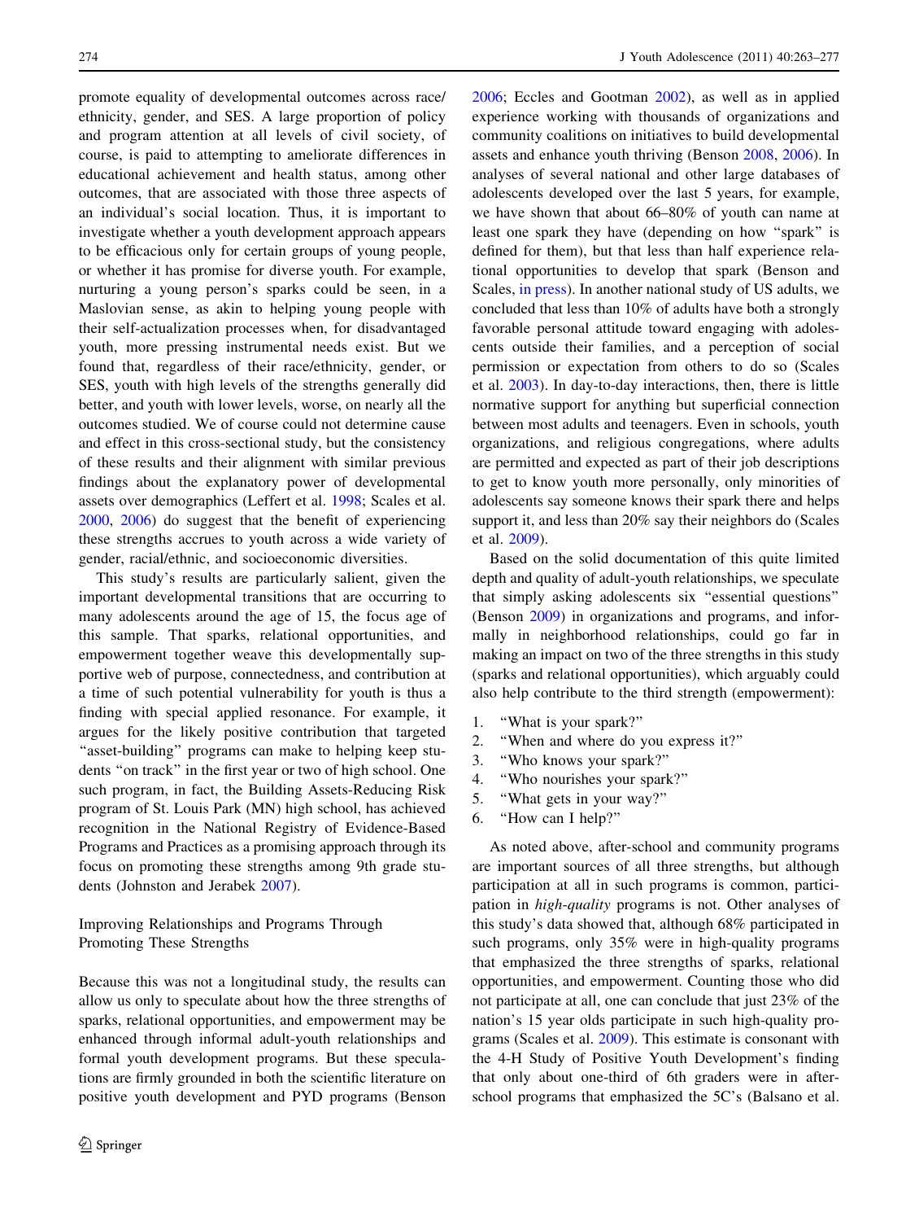promote equality of developmental outcomes across race/ethnicity, gender, and SES. A large proportion of policy and program attention at all levels of civil society, of course, is paid to attempting to ameliorate differences in educational achievement and health status, among other outcomes, that are associated with those three aspects of an individual's social location. Thus, it is important to investigate whether a youth development approach appears to be efficacious only for certain groups of young people, or whether it has promise for diverse youth. For example, nurturing a young person's sparks could be seen, in a Maslovian sense, as akin to helping young people with their self-actualization processes when, for disadvantaged youth, more pressing instrumental needs exist. But we found that, regardless of their race/ethnicity, gender, or SES, youth with high levels of the strengths generally did better, and youth with lower levels, worse, on nearly all the outcomes studied. We of course could not determine cause and effect in this cross-sectional study, but the consistency of these results and their alignment with similar previous findings about the explanatory power of developmental assets over demographics (Leffert et al. 1998; Scales et al. 2000, 2006) do suggest that the benefit of experiencing these strengths accrues to youth across a wide variety of gender, racial/ethnic, and socioeconomic diversities.

This study's results are particularly salient, given the important developmental transitions that are occurring to many adolescents around the age of 15, the focus age of this sample. That sparks, relational opportunities, and empowerment together weave this developmentally supportive web of purpose, connectedness, and contribution at a time of such potential vulnerability for youth is thus a finding with special applied resonance. For example, it argues for the likely positive contribution that targeted "asset-building" programs can make to helping keep students "on track" in the first year or two of high school. One such program, in fact, the Building Assets-Reducing Risk program of St. Louis Park (MN) high school, has achieved recognition in the National Registry of Evidence-Based Programs and Practices as a promising approach through its focus on promoting these strengths among 9th grade students (Johnston and Jerabek 2007).

## Improving Relationships and Programs Through Promoting These Strengths

Because this was not a longitudinal study, the results can allow us only to speculate about how the three strengths of sparks, relational opportunities, and empowerment may be enhanced through informal adult-youth relationships and formal youth development programs. But these speculations are firmly grounded in both the scientific literature on positive youth development and PYD programs (Benson 2006; Eccles and Gootman 2002), as well as in applied experience working with thousands of organizations and community coalitions on initiatives to build developmental assets and enhance youth thriving (Benson 2008, 2006). In analyses of several national and other large databases of adolescents developed over the last 5 years, for example, we have shown that about 66–80% of youth can name at least one spark they have (depending on how "spark" is defined for them), but that less than half experience relational opportunities to develop that spark (Benson and Scales, in press). In another national study of US adults, we concluded that less than 10% of adults have both a strongly favorable personal attitude toward engaging with adolescents outside their families, and a perception of social permission or expectation from others to do so (Scales et al. 2003). In day-to-day interactions, then, there is little normative support for anything but superficial connection between most adults and teenagers. Even in schools, youth organizations, and religious congregations, where adults are permitted and expected as part of their job descriptions to get to know youth more personally, only minorities of adolescents say someone knows their spark there and helps support it, and less than 20% say their neighbors do (Scales et al. 2009).

Based on the solid documentation of this quite limited depth and quality of adult-youth relationships, we speculate that simply asking adolescents six "essential questions" (Benson 2009) in organizations and programs, and informally in neighborhood relationships, could go far in making an impact on two of the three strengths in this study (sparks and relational opportunities), which arguably could also help contribute to the third strength (empowerment):

1. "What is your spark?"
2. "When and where do you express it?"
3. "Who knows your spark?"
4. "Who nourishes your spark?"
5. "What gets in your way?"
6. "How can I help?"

As noted above, after-school and community programs are important sources of all three strengths, but although participation at all in such programs is common, participation in *high-quality* programs is not. Other analyses of this study's data showed that, although 68% participated in such programs, only 35% were in high-quality programs that emphasized the three strengths of sparks, relational opportunities, and empowerment. Counting those who did not participate at all, one can conclude that just 23% of the nation's 15 year olds participate in such high-quality programs (Scales et al. 2009). This estimate is consonant with the 4-H Study of Positive Youth Development's finding that only about one-third of 6th graders were in after-school programs that emphasized the 5C's (Balsano et al.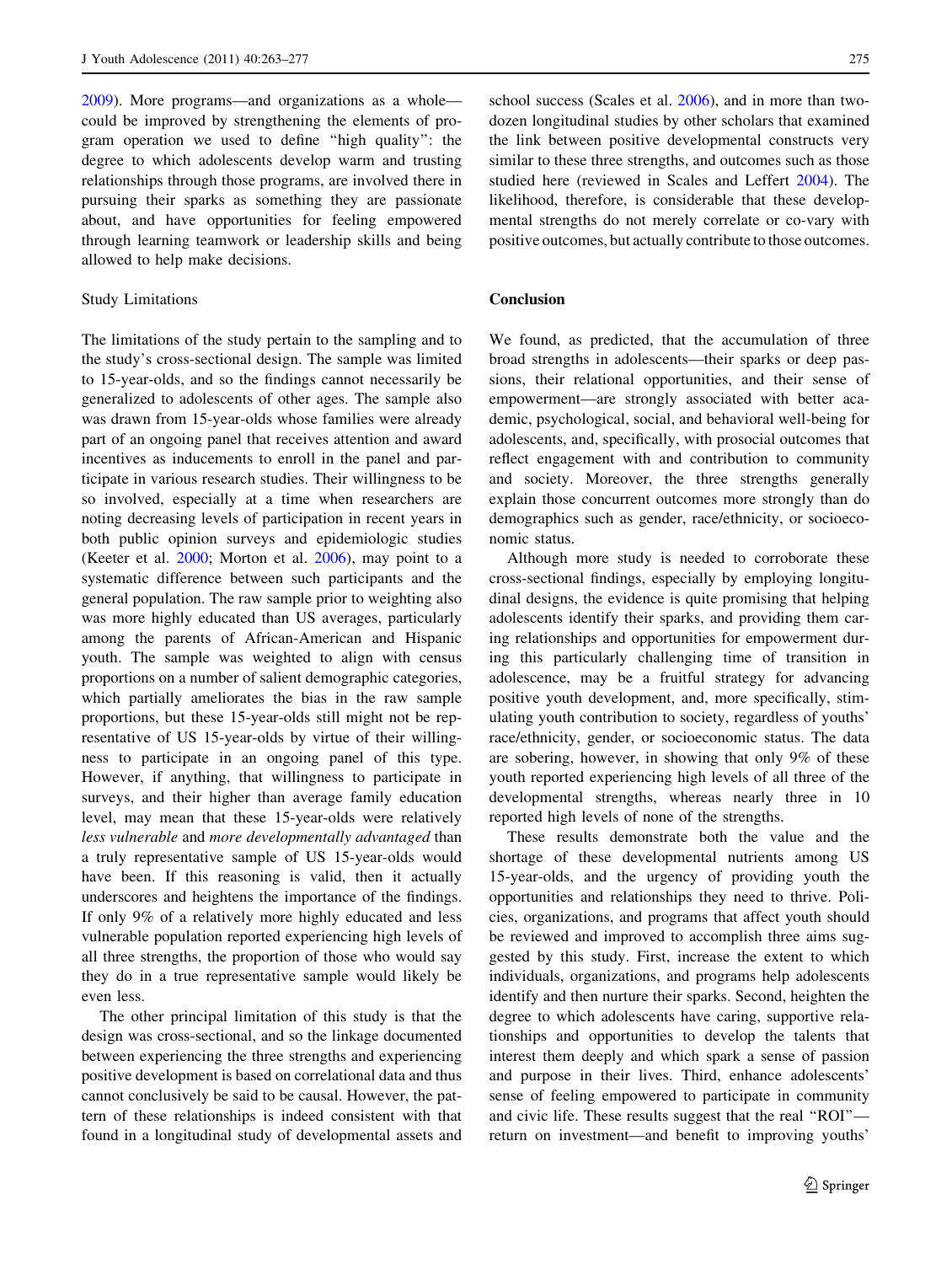2009). More programs—and organizations as a whole—could be improved by strengthening the elements of program operation we used to define "high quality": the degree to which adolescents develop warm and trusting relationships through those programs, are involved there in pursuing their sparks as something they are passionate about, and have opportunities for feeling empowered through learning teamwork or leadership skills and being allowed to help make decisions.

### Study Limitations

The limitations of the study pertain to the sampling and to the study's cross-sectional design. The sample was limited to 15-year-olds, and so the findings cannot necessarily be generalized to adolescents of other ages. The sample also was drawn from 15-year-olds whose families were already part of an ongoing panel that receives attention and award incentives as inducements to enroll in the panel and participate in various research studies. Their willingness to be so involved, especially at a time when researchers are noting decreasing levels of participation in recent years in both public opinion surveys and epidemiologic studies (Keeter et al. 2000; Morton et al. 2006), may point to a systematic difference between such participants and the general population. The raw sample prior to weighting also was more highly educated than US averages, particularly among the parents of African-American and Hispanic youth. The sample was weighted to align with census proportions on a number of salient demographic categories, which partially ameliorates the bias in the raw sample proportions, but these 15-year-olds still might not be representative of US 15-year-olds by virtue of their willingness to participate in an ongoing panel of this type. However, if anything, that willingness to participate in surveys, and their higher than average family education level, may mean that these 15-year-olds were relatively *less vulnerable* and *more developmentally advantaged* than a truly representative sample of US 15-year-olds would have been. If this reasoning is valid, then it actually underscores and heightens the importance of the findings. If only 9% of a relatively more highly educated and less vulnerable population reported experiencing high levels of all three strengths, the proportion of those who would say they do in a true representative sample would likely be even less.

The other principal limitation of this study is that the design was cross-sectional, and so the linkage documented between experiencing the three strengths and experiencing positive development is based on correlational data and thus cannot conclusively be said to be causal. However, the pattern of these relationships is indeed consistent with that found in a longitudinal study of developmental assets and school success (Scales et al. 2006), and in more than two-dozen longitudinal studies by other scholars that examined the link between positive developmental constructs very similar to these three strengths, and outcomes such as those studied here (reviewed in Scales and Leffert 2004). The likelihood, therefore, is considerable that these developmental strengths do not merely correlate or co-vary with positive outcomes, but actually contribute to those outcomes.

## Conclusion

We found, as predicted, that the accumulation of three broad strengths in adolescents—their sparks or deep passions, their relational opportunities, and their sense of empowerment—are strongly associated with better academic, psychological, social, and behavioral well-being for adolescents, and, specifically, with prosocial outcomes that reflect engagement with and contribution to community and society. Moreover, the three strengths generally explain those concurrent outcomes more strongly than do demographics such as gender, race/ethnicity, or socioeconomic status.

Although more study is needed to corroborate these cross-sectional findings, especially by employing longitudinal designs, the evidence is quite promising that helping adolescents identify their sparks, and providing them caring relationships and opportunities for empowerment during this particularly challenging time of transition in adolescence, may be a fruitful strategy for advancing positive youth development, and, more specifically, stimulating youth contribution to society, regardless of youths' race/ethnicity, gender, or socioeconomic status. The data are sobering, however, in showing that only 9% of these youth reported experiencing high levels of all three of the developmental strengths, whereas nearly three in 10 reported high levels of none of the strengths.

These results demonstrate both the value and the shortage of these developmental nutrients among US 15-year-olds, and the urgency of providing youth the opportunities and relationships they need to thrive. Policies, organizations, and programs that affect youth should be reviewed and improved to accomplish three aims suggested by this study. First, increase the extent to which individuals, organizations, and programs help adolescents identify and then nurture their sparks. Second, heighten the degree to which adolescents have caring, supportive relationships and opportunities to develop the talents that interest them deeply and which spark a sense of passion and purpose in their lives. Third, enhance adolescents' sense of feeling empowered to participate in community and civic life. These results suggest that the real "ROI"—return on investment—and benefit to improving youths'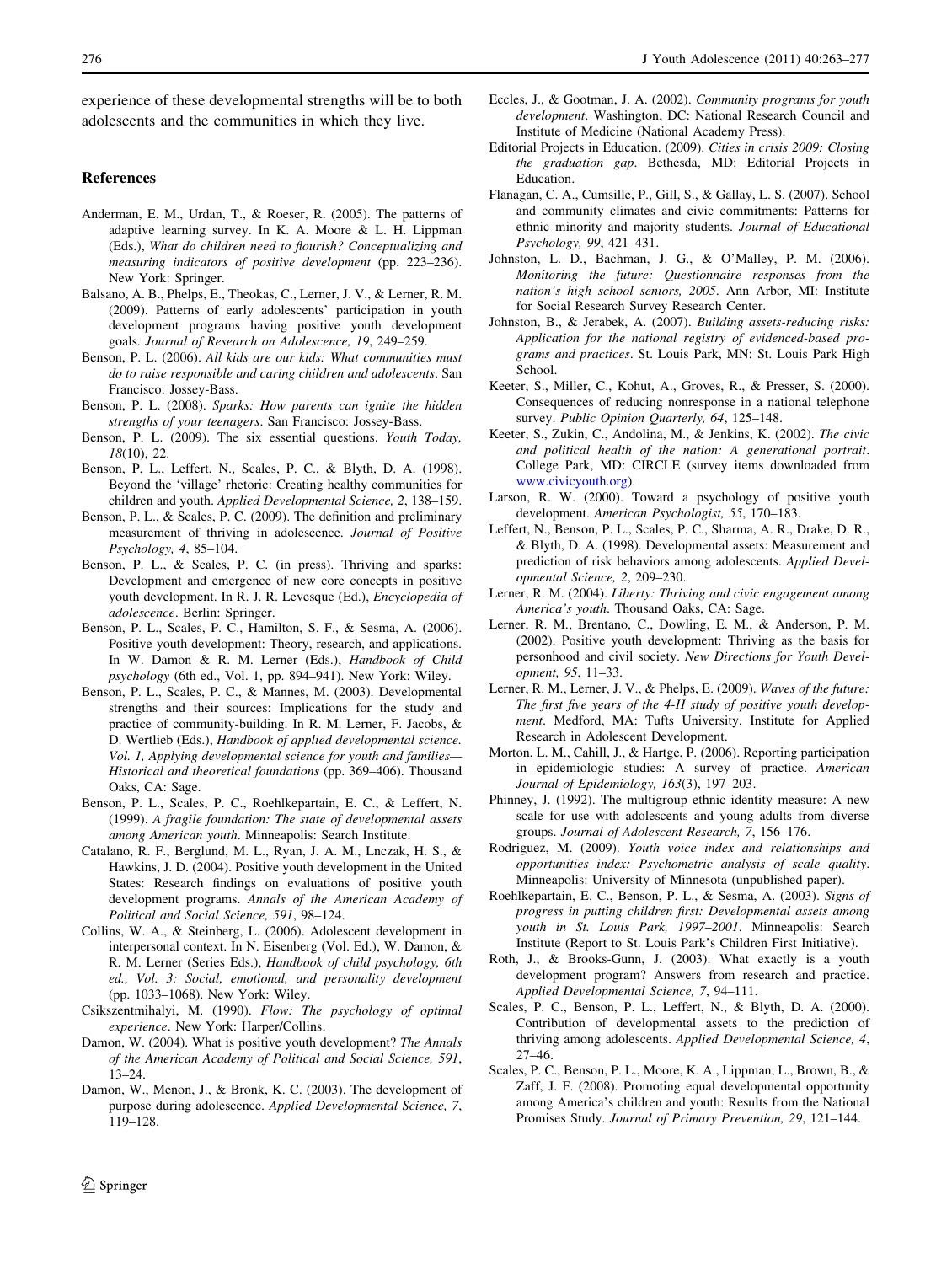experience of these developmental strengths will be to both adolescents and the communities in which they live.

## References

Anderman, E. M., Urdan, T., & Roeser, R. (2005). The patterns of adaptive learning survey. In K. A. Moore & L. H. Lippman (Eds.), *What do children need to flourish? Conceptualizing and measuring indicators of positive development* (pp. 223–236). New York: Springer.

Balsano, A. B., Phelps, E., Theokas, C., Lerner, J. V., & Lerner, R. M. (2009). Patterns of early adolescents' participation in youth development programs having positive youth development goals. *Journal of Research on Adolescence, 19*, 249–259.

Benson, P. L. (2006). *All kids are our kids: What communities must do to raise responsible and caring children and adolescents*. San Francisco: Jossey-Bass.

Benson, P. L. (2008). *Sparks: How parents can ignite the hidden strengths of your teenagers*. San Francisco: Jossey-Bass.

Benson, P. L. (2009). The six essential questions. *Youth Today, 18*(10), 22.

Benson, P. L., Leffert, N., Scales, P. C., & Blyth, D. A. (1998). Beyond the 'village' rhetoric: Creating healthy communities for children and youth. *Applied Developmental Science, 2*, 138–159.

Benson, P. L., & Scales, P. C. (2009). The definition and preliminary measurement of thriving in adolescence. *Journal of Positive Psychology, 4*, 85–104.

Benson, P. L., & Scales, P. C. (in press). Thriving and sparks: Development and emergence of new core concepts in positive youth development. In R. J. R. Levesque (Ed.), *Encyclopedia of adolescence*. Berlin: Springer.

Benson, P. L., Scales, P. C., Hamilton, S. F., & Sesma, A. (2006). Positive youth development: Theory, research, and applications. In W. Damon & R. M. Lerner (Eds.), *Handbook of Child psychology* (6th ed., Vol. 1, pp. 894–941). New York: Wiley.

Benson, P. L., Scales, P. C., & Mannes, M. (2003). Developmental strengths and their sources: Implications for the study and practice of community-building. In R. M. Lerner, F. Jacobs, & D. Wertlieb (Eds.), *Handbook of applied developmental science. Vol. 1, Applying developmental science for youth and families—Historical and theoretical foundations* (pp. 369–406). Thousand Oaks, CA: Sage.

Benson, P. L., Scales, P. C., Roehlkepartain, E. C., & Leffert, N. (1999). *A fragile foundation: The state of developmental assets among American youth*. Minneapolis: Search Institute.

Catalano, R. F., Berglund, M. L., Ryan, J. A. M., Lnczak, H. S., & Hawkins, J. D. (2004). Positive youth development in the United States: Research findings on evaluations of positive youth development programs. *Annals of the American Academy of Political and Social Science, 591*, 98–124.

Collins, W. A., & Steinberg, L. (2006). Adolescent development in interpersonal context. In N. Eisenberg (Vol. Ed.), W. Damon, & R. M. Lerner (Series Eds.), *Handbook of child psychology, 6th ed., Vol. 3: Social, emotional, and personality development* (pp. 1033–1068). New York: Wiley.

Csikszentmihalyi, M. (1990). *Flow: The psychology of optimal experience*. New York: Harper/Collins.

Damon, W. (2004). What is positive youth development? *The Annals of the American Academy of Political and Social Science, 591*, 13–24.

Damon, W., Menon, J., & Bronk, K. C. (2003). The development of purpose during adolescence. *Applied Developmental Science, 7*, 119–128.

Eccles, J., & Gootman, J. A. (2002). *Community programs for youth development*. Washington, DC: National Research Council and Institute of Medicine (National Academy Press).

Editorial Projects in Education. (2009). *Cities in crisis 2009: Closing the graduation gap*. Bethesda, MD: Editorial Projects in Education.

Flanagan, C. A., Cumsille, P., Gill, S., & Gallay, L. S. (2007). School and community climates and civic commitments: Patterns for ethnic minority and majority students. *Journal of Educational Psychology, 99*, 421–431.

Johnston, L. D., Bachman, J. G., & O'Malley, P. M. (2006). *Monitoring the future: Questionnaire responses from the nation's high school seniors, 2005*. Ann Arbor, MI: Institute for Social Research Survey Research Center.

Johnston, B., & Jerabek, A. (2007). *Building assets-reducing risks: Application for the national registry of evidenced-based programs and practices*. St. Louis Park, MN: St. Louis Park High School.

Keeter, S., Miller, C., Kohut, A., Groves, R., & Presser, S. (2000). Consequences of reducing nonresponse in a national telephone survey. *Public Opinion Quarterly, 64*, 125–148.

Keeter, S., Zukin, C., Andolina, M., & Jenkins, K. (2002). *The civic and political health of the nation: A generational portrait*. College Park, MD: CIRCLE (survey items downloaded from www.civicyouth.org).

Larson, R. W. (2000). Toward a psychology of positive youth development. *American Psychologist, 55*, 170–183.

Leffert, N., Benson, P. L., Scales, P. C., Sharma, A. R., Drake, D. R., & Blyth, D. A. (1998). Developmental assets: Measurement and prediction of risk behaviors among adolescents. *Applied Developmental Science, 2*, 209–230.

Lerner, R. M. (2004). *Liberty: Thriving and civic engagement among America's youth*. Thousand Oaks, CA: Sage.

Lerner, R. M., Brentano, C., Dowling, E. M., & Anderson, P. M. (2002). Positive youth development: Thriving as the basis for personhood and civil society. *New Directions for Youth Development, 95*, 11–33.

Lerner, R. M., Lerner, J. V., & Phelps, E. (2009). *Waves of the future: The first five years of the 4-H study of positive youth development*. Medford, MA: Tufts University, Institute for Applied Research in Adolescent Development.

Morton, L. M., Cahill, J., & Hartge, P. (2006). Reporting participation in epidemiologic studies: A survey of practice. *American Journal of Epidemiology, 163*(3), 197–203.

Phinney, J. (1992). The multigroup ethnic identity measure: A new scale for use with adolescents and young adults from diverse groups. *Journal of Adolescent Research, 7*, 156–176.

Rodriguez, M. (2009). *Youth voice index and relationships and opportunities index: Psychometric analysis of scale quality*. Minneapolis: University of Minnesota (unpublished paper).

Roehlkepartain, E. C., Benson, P. L., & Sesma, A. (2003). *Signs of progress in putting children first: Developmental assets among youth in St. Louis Park, 1997–2001*. Minneapolis: Search Institute (Report to St. Louis Park's Children First Initiative).

Roth, J., & Brooks-Gunn, J. (2003). What exactly is a youth development program? Answers from research and practice. *Applied Developmental Science, 7*, 94–111.

Scales, P. C., Benson, P. L., Leffert, N., & Blyth, D. A. (2000). Contribution of developmental assets to the prediction of thriving among adolescents. *Applied Developmental Science, 4*, 27–46.

Scales, P. C., Benson, P. L., Moore, K. A., Lippman, L., Brown, B., & Zaff, J. F. (2008). Promoting equal developmental opportunity among America's children and youth: Results from the National Promises Study. *Journal of Primary Prevention, 29*, 121–144.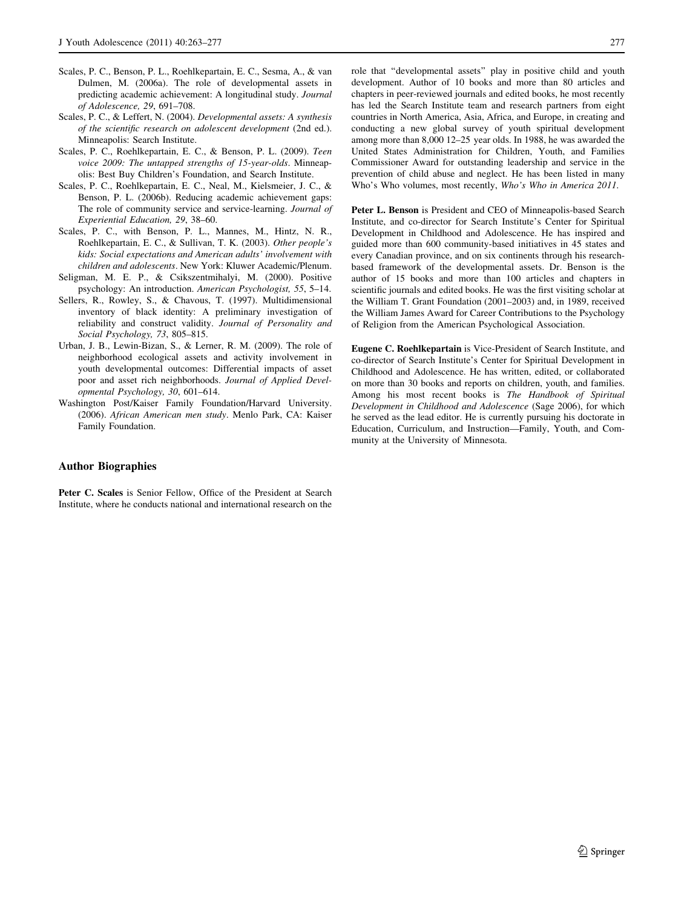Scales, P. C., Benson, P. L., Roehlkepartain, E. C., Sesma, A., & van Dulmen, M. (2006a). The role of developmental assets in predicting academic achievement: A longitudinal study. *Journal of Adolescence, 29*, 691–708.

Scales, P. C., & Leffert, N. (2004). *Developmental assets: A synthesis of the scientific research on adolescent development* (2nd ed.). Minneapolis: Search Institute.

Scales, P. C., Roehlkepartain, E. C., & Benson, P. L. (2009). *Teen voice 2009: The untapped strengths of 15-year-olds*. Minneapolis: Best Buy Children's Foundation, and Search Institute.

Scales, P. C., Roehlkepartain, E. C., Neal, M., Kielsmeier, J. C., & Benson, P. L. (2006b). Reducing academic achievement gaps: The role of community service and service-learning. *Journal of Experiential Education, 29*, 38–60.

Scales, P. C., with Benson, P. L., Mannes, M., Hintz, N. R., Roehlkepartain, E. C., & Sullivan, T. K. (2003). *Other people's kids: Social expectations and American adults' involvement with children and adolescents*. New York: Kluwer Academic/Plenum.

Seligman, M. E. P., & Csikszentmihalyi, M. (2000). Positive psychology: An introduction. *American Psychologist, 55*, 5–14.

Sellers, R., Rowley, S., & Chavous, T. (1997). Multidimensional inventory of black identity: A preliminary investigation of reliability and construct validity. *Journal of Personality and Social Psychology, 73*, 805–815.

Urban, J. B., Lewin-Bizan, S., & Lerner, R. M. (2009). The role of neighborhood ecological assets and activity involvement in youth developmental outcomes: Differential impacts of asset poor and asset rich neighborhoods. *Journal of Applied Developmental Psychology, 30*, 601–614.

Washington Post/Kaiser Family Foundation/Harvard University. (2006). *African American men study*. Menlo Park, CA: Kaiser Family Foundation.

## Author Biographies

**Peter C. Scales** is Senior Fellow, Office of the President at Search Institute, where he conducts national and international research on the role that "developmental assets" play in positive child and youth development. Author of 10 books and more than 80 articles and chapters in peer-reviewed journals and edited books, he most recently has led the Search Institute team and research partners from eight countries in North America, Asia, Africa, and Europe, in creating and conducting a new global survey of youth spiritual development among more than 8,000 12–25 year olds. In 1988, he was awarded the United States Administration for Children, Youth, and Families Commissioner Award for outstanding leadership and service in the prevention of child abuse and neglect. He has been listed in many Who's Who volumes, most recently, *Who's Who in America 2011*.

**Peter L. Benson** is President and CEO of Minneapolis-based Search Institute, and co-director for Search Institute's Center for Spiritual Development in Childhood and Adolescence. He has inspired and guided more than 600 community-based initiatives in 45 states and every Canadian province, and on six continents through his research-based framework of the developmental assets. Dr. Benson is the author of 15 books and more than 100 articles and chapters in scientific journals and edited books. He was the first visiting scholar at the William T. Grant Foundation (2001–2003) and, in 1989, received the William James Award for Career Contributions to the Psychology of Religion from the American Psychological Association.

**Eugene C. Roehlkepartain** is Vice-President of Search Institute, and co-director of Search Institute's Center for Spiritual Development in Childhood and Adolescence. He has written, edited, or collaborated on more than 30 books and reports on children, youth, and families. Among his most recent books is *The Handbook of Spiritual Development in Childhood and Adolescence* (Sage 2006), for which he served as the lead editor. He is currently pursuing his doctorate in Education, Curriculum, and Instruction—Family, Youth, and Community at the University of Minnesota.